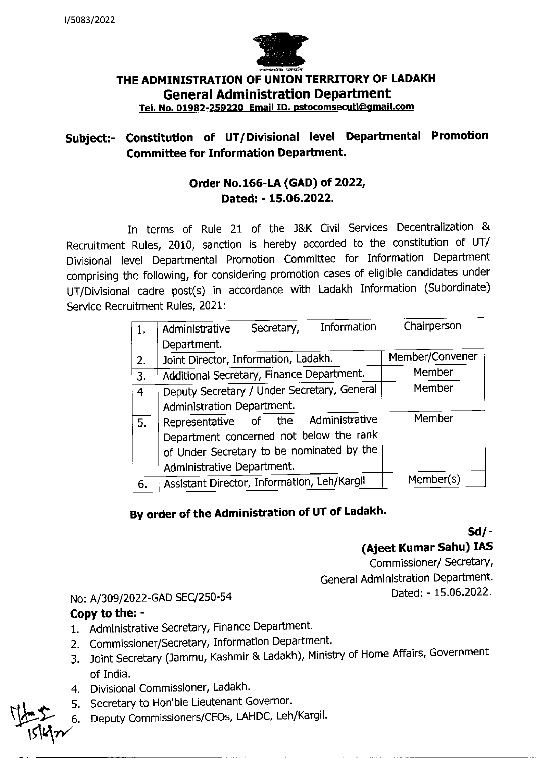I/5083/2022

# THE ADMINISTRATION OF UNION TERRITORY OF LADAKH

## General Administration Department

**Tel. No. 01982-259220 Email ID. pstocomsecutl@gmail.com**

**Subject:- Constitution of UT/Divisional level Departmental Promotion Committee for Information Department.**

**Order No.166-LA (GAD) of 2022,**
**Dated: - 15.06.2022.**

In terms of Rule 21 of the J&K Civil Services Decentralization & Recruitment Rules, 2010, sanction is hereby accorded to the constitution of UT/ Divisional level Departmental Promotion Committee for Information Department comprising the following, for considering promotion cases of eligible candidates under UT/Divisional cadre post(s) in accordance with Ladakh Information (Subordinate) Service Recruitment Rules, 2021:

| | | |
|---|---|---|
| 1. | Administrative Secretary, Information Department. | Chairperson |
| 2. | Joint Director, Information, Ladakh. | Member/Convener |
| 3. | Additional Secretary, Finance Department. | Member |
| 4 | Deputy Secretary / Under Secretary, General Administration Department. | Member |
| 5. | Representative of the Administrative Department concerned not below the rank of Under Secretary to be nominated by the Administrative Department. | Member |
| 6. | Assistant Director, Information, Leh/Kargil | Member(s) |

**By order of the Administration of UT of Ladakh.**

**Sd/-**
**(Ajeet Kumar Sahu) IAS**
Commissioner/ Secretary,
General Administration Department.
Dated: - 15.06.2022.

No: A/309/2022-GAD SEC/250-54

**Copy to the: -**

1. Administrative Secretary, Finance Department.
2. Commissioner/Secretary, Information Department.
3. Joint Secretary (Jammu, Kashmir & Ladakh), Ministry of Home Affairs, Government of India.
4. Divisional Commissioner, Ladakh.
5. Secretary to Hon'ble Lieutenant Governor.
6. Deputy Commissioners/CEOs, LAHDC, Leh/Kargil.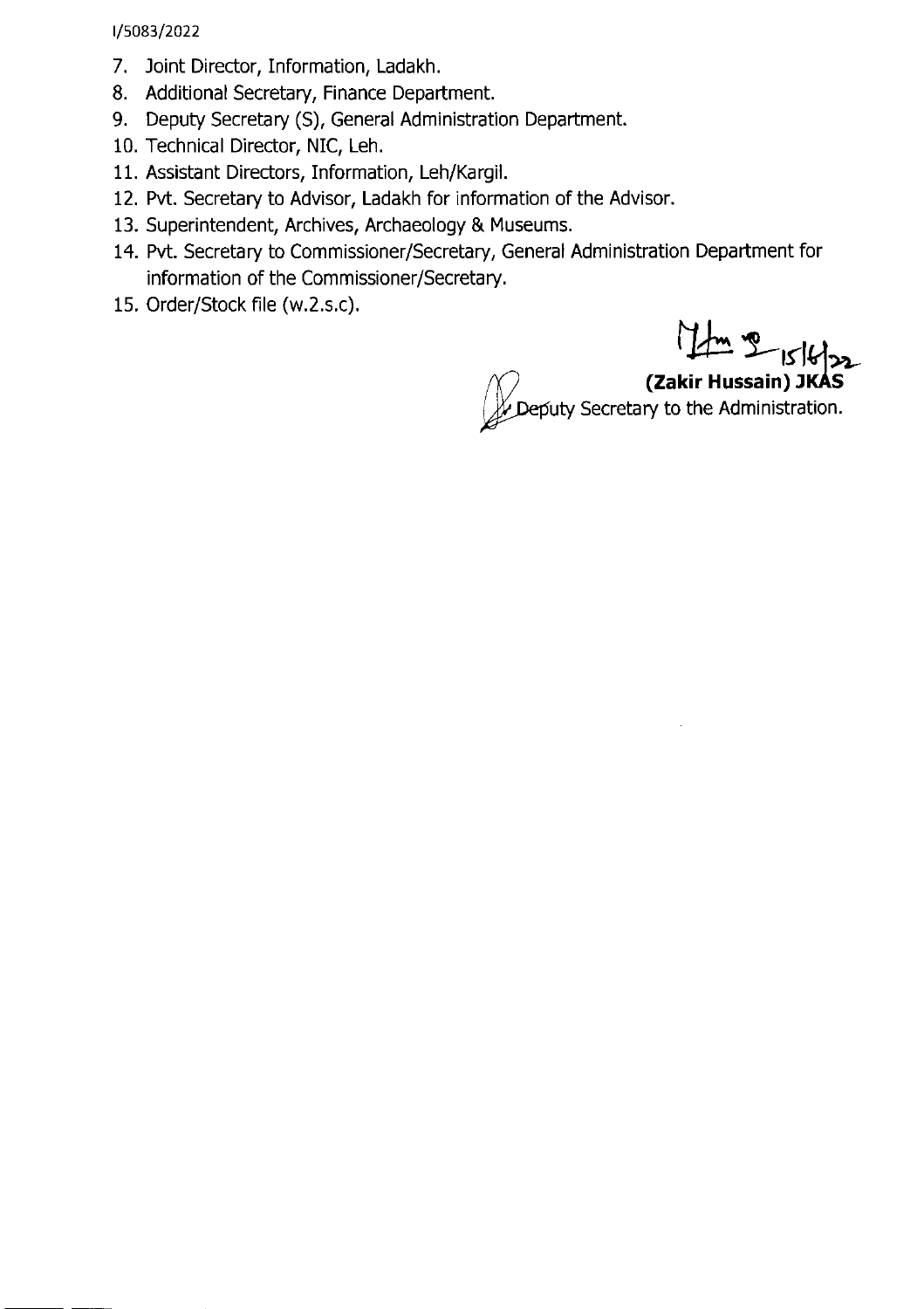I/5083/2022

7. Joint Director, Information, Ladakh.
8. Additional Secretary, Finance Department.
9. Deputy Secretary (S), General Administration Department.
10. Technical Director, NIC, Leh.
11. Assistant Directors, Information, Leh/Kargil.
12. Pvt. Secretary to Advisor, Ladakh for information of the Advisor.
13. Superintendent, Archives, Archaeology & Museums.
14. Pvt. Secretary to Commissioner/Secretary, General Administration Department for information of the Commissioner/Secretary.
15. Order/Stock file (w.2.s.c).

15/6/22

**(Zakir Hussain) JKAS**
Deputy Secretary to the Administration.